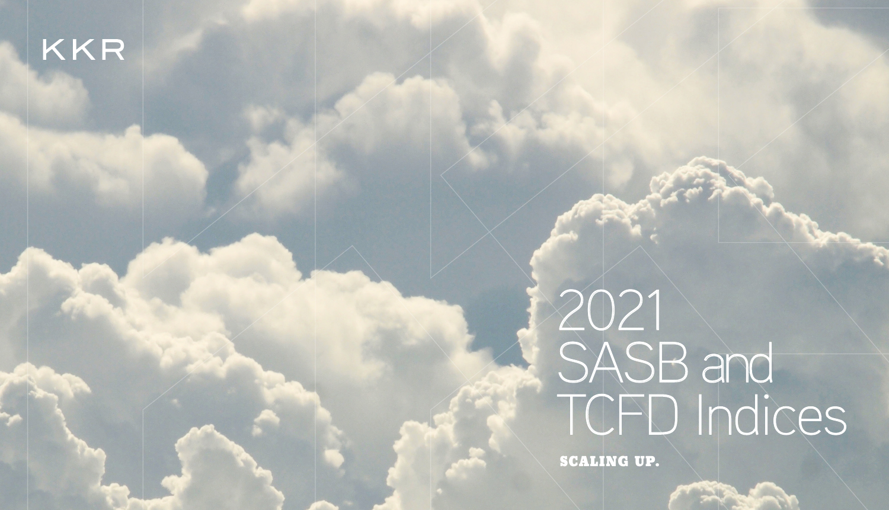KKR

# 2021 SASB and TCFD Indices

**SCALING UP.**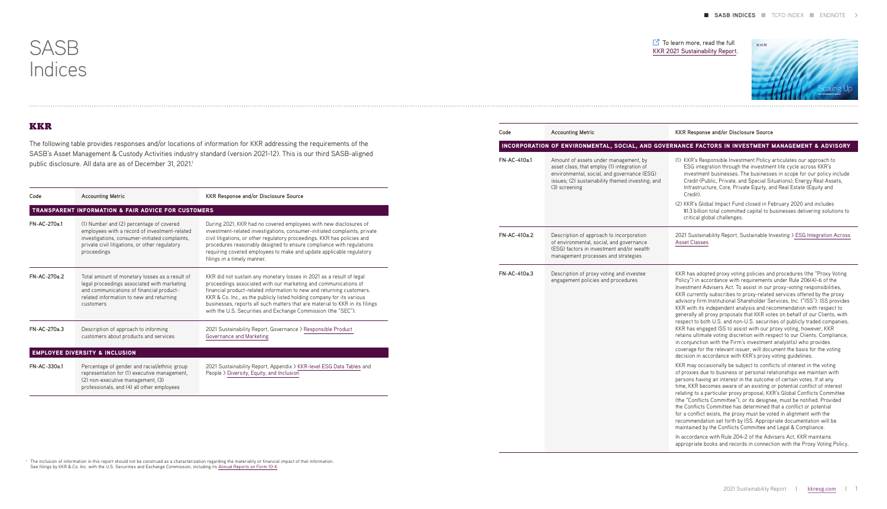# SASB Indices

To learn more, read the full KKR 2021 Sustainability Report.

## KKR

The following table provides responses and/or locations of information for KKR addressing the requirements of the SASB's Asset Management & Custody Activities industry standard (version 2021-12). This is our third SASB-aligned public disclosure. All data are as of December 31, 2021.[1]

| Code | Accounting Metric | KKR Response and/or Disclosure Source |
| --- | --- | --- |
| **TRANSPARENT INFORMATION & FAIR ADVICE FOR CUSTOMERS** | | |
| FN-AC-270a.1 | (1) Number and (2) percentage of covered employees with a record of investment-related investigations, consumer-initiated complaints, private civil litigations, or other regulatory proceedings | During 2021, KKR had no covered employees with new disclosures of investment-related investigations, consumer-initiated complaints, private civil litigations, or other regulatory proceedings. KKR has policies and procedures reasonably designed to ensure compliance with regulations requiring covered employees to make and update applicable regulatory filings in a timely manner. |
| FN-AC-270a.2 | Total amount of monetary losses as a result of legal proceedings associated with marketing and communications of financial product-related information to new and returning customers | KKR did not sustain any monetary losses in 2021 as a result of legal proceedings associated with our marketing and communications of financial product-related information to new and returning customers. KKR & Co. Inc., as the publicly listed holding company for its various businesses, reports all such matters that are material to KKR in its filings with the U.S. Securities and Exchange Commission (the "SEC"). |
| FN-AC-270a.3 | Description of approach to informing customers about products and services | 2021 Sustainability Report, Governance > Responsible Product Governance and Marketing |
| **EMPLOYEE DIVERSITY & INCLUSION** | | |
| FN-AC-330a.1 | Percentage of gender and racial/ethnic group representation for (1) executive management, (2) non-executive management, (3) professionals, and (4) all other employees | 2021 Sustainability Report, Appendix > KKR-level ESG Data Tables and People > Diversity, Equity, and Inclusion |
| **INCORPORATION OF ENVIRONMENTAL, SOCIAL, AND GOVERNANCE FACTORS IN INVESTMENT MANAGEMENT & ADVISORY** | | |
| FN-AC-410a.1 | Amount of assets under management, by asset class, that employ (1) integration of environmental, social, and governance (ESG) issues; (2) sustainability themed investing; and (3) screening | (1) KKR's Responsible Investment Policy articulates our approach to ESG integration through the investment life cycle across KKR's investment businesses. The businesses in scope for our policy include Credit (Public, Private, and Special Situations), Energy Real Assets, Infrastructure, Core, Private Equity, and Real Estate (Equity and Credit).<br>(2) KKR's Global Impact Fund closed in February 2020 and includes \$1.3 billion total committed capital to businesses delivering solutions to critical global challenges. |
| FN-AC-410a.2 | Description of approach to incorporation of environmental, social, and governance (ESG) factors in investment and/or wealth management processes and strategies | 2021 Sustainability Report, Sustainable Investing > ESG Integration Across Asset Classes |
| FN-AC-410a.3 | Description of proxy voting and investee engagement policies and procedures | KKR has adopted proxy voting policies and procedures (the "Proxy Voting Policy") in accordance with requirements under Rule 206(4)-6 of the Investment Advisers Act. To assist in our proxy-voting responsibilities, KKR currently subscribes to proxy-related services offered by the proxy advisory firm Institutional Shareholder Services, Inc. ("ISS"). ISS provides KKR with its independent analysis and recommendation with respect to generally all proxy proposals that KKR votes on behalf of our Clients, with respect to both U.S. and non-U.S. securities of publicly traded companies. KKR has engaged ISS to assist with our proxy voting, however, KKR retains ultimate voting discretion with respect to our Clients. Compliance, in conjunction with the Firm's investment analyst(s) who provides coverage for the relevant issuer, will document the basis for the voting decision in accordance with KKR's proxy voting guidelines.<br>KKR may occasionally be subject to conflicts of interest in the voting of proxies due to business or personal relationships we maintain with persons having an interest in the outcome of certain votes. If at any time, KKR becomes aware of an existing or potential conflict of interest relating to a particular proxy proposal, KKR's Global Conflicts Committee (the "Conflicts Committee"), or its designee, must be notified. Provided the Conflicts Committee has determined that a conflict or potential for a conflict exists, the proxy must be voted in alignment with the recommendation set forth by ISS. Appropriate documentation will be maintained by the Conflicts Committee and Legal & Compliance.<br>In accordance with Rule 204-2 of the Advisers Act, KKR maintains appropriate books and records in connection with the Proxy Voting Policy. |

[1] The inclusion of information in this report should not be construed as a characterization regarding the materiality or financial impact of that information. See filings by KKR & Co. Inc. with the U.S. Securities and Exchange Commission, including its Annual Reports on Form 10-K.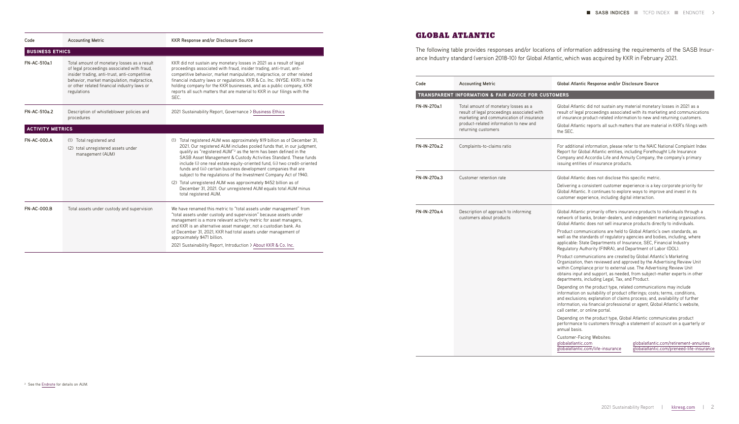| Code | Accounting Metric | KKR Response and/or Disclosure Source |
|---|---|---|
| **BUSINESS ETHICS** | | |
| FN-AC-510a.1 | Total amount of monetary losses as a result of legal proceedings associated with fraud, insider trading, anti-trust, anti-competitive behavior, market manipulation, malpractice, or other related financial industry laws or regulations | KKR did not sustain any monetary losses in 2021 as a result of legal proceedings associated with fraud, insider trading, anti-trust, anti-competitive behavior, market manipulation, malpractice, or other related financial industry laws or regulations. KKR & Co. Inc. (NYSE: KKR) is the holding company for the KKR businesses, and as a public company, KKR reports all such matters that are material to KKR in our filings with the SEC. |
| FN-AC-510a.2 | Description of whistleblower policies and procedures | 2021 Sustainability Report, Governance > Business Ethics |
| **ACTIVITY METRICS** | | |
| FN-AC-000.A | (1) Total registered and (2) total unregistered assets under management (AUM) | (1) Total registered AUM was approximately $19 billion as of December 31, 2021. Our registered AUM includes pooled funds that, in our judgment, qualify as "registered AUM"[2] as the term has been defined in the SASB Asset Management & Custody Activities Standard. These funds include (i) one real estate equity-oriented fund, (ii) two credit-oriented funds and (iii) certain business development companies that are subject to the regulations of the Investment Company Act of 1940. (2) Total unregistered AUM was approximately $452 billion as of December 31, 2021. Our unregistered AUM equals total AUM minus total registered AUM. |
| FN-AC-000.B | Total assets under custody and supervision | We have renamed this metric to "total assets under management" from "total assets under custody and supervision" because assets under management is a more relevant activity metric for asset managers, and KKR is an alternative asset manager, not a custodian bank. As of December 31, 2021, KKR had total assets under management of approximately $471 billion. 2021 Sustainability Report, Introduction > About KKR & Co. Inc. |

[2] See the Endnote for details on AUM.

## GLOBAL ATLANTIC

The following table provides responses and/or locations of information addressing the requirements of the SASB Insurance Industry standard (version 2018-10) for Global Atlantic, which was acquired by KKR in February 2021.

| Code | Accounting Metric | Global Atlantic Response and/or Disclosure Source |
|---|---|---|
| **TRANSPARENT INFORMATION & FAIR ADVICE FOR CUSTOMERS** | | |
| FN-IN-270a.1 | Total amount of monetary losses as a result of legal proceedings associated with marketing and communication of insurance product-related information to new and returning customers | Global Atlantic did not sustain any material monetary losses in 2021 as a result of legal proceedings associated with its marketing and communications of insurance product-related information to new and returning customers. Global Atlantic reports all such matters that are material in KKR's filings with the SEC. |
| FN-IN-270a.2 | Complaints-to-claims ratio | For additional information, please refer to the NAIC National Complaint Index Report for Global Atlantic entities, including Forethought Life Insurance Company and Accordia Life and Annuity Company, the company's primary issuing entities of insurance products. |
| FN-IN-270a.3 | Customer retention rate | Global Atlantic does not disclose this specific metric. Delivering a consistent customer experience is a key corporate priority for Global Atlantic. It continues to explore ways to improve and invest in its customer experience, including digital interaction. |
| FN-IN-270a.4 | Description of approach to informing customers about products | Global Atlantic primarily offers insurance products to individuals through a network of banks, broker-dealers, and independent marketing organizations. Global Atlantic does not sell insurance products directly to individuals. Product communications are held to Global Atlantic's own standards, as well as the standards of regulatory agencies and bodies, including, where applicable: State Departments of Insurance, SEC, Financial Industry Regulatory Authority (FINRA), and Department of Labor (DOL). Product communications are created by Global Atlantic's Marketing Organization, then reviewed and approved by the Advertising Review Unit within Compliance prior to external use. The Advertising Review Unit obtains input and support, as needed, from subject-matter experts in other departments, including Legal, Tax, and Product. Depending on the product type, related communications may include information on suitability of product offerings; costs; terms, conditions, and exclusions; explanation of claims process; and, availability of further information, via financial professional or agent, Global Atlantic's website, call center, or online portal. Depending on the product type, Global Atlantic communicates product performance to customers through a statement of account on a quarterly or annual basis. Customer-Facing Websites: globalatlantic.com, globalatlantic.com/life-insurance, globalatlantic.com/retirement-annuities, globalatlantic.com/preneed-life-insurance |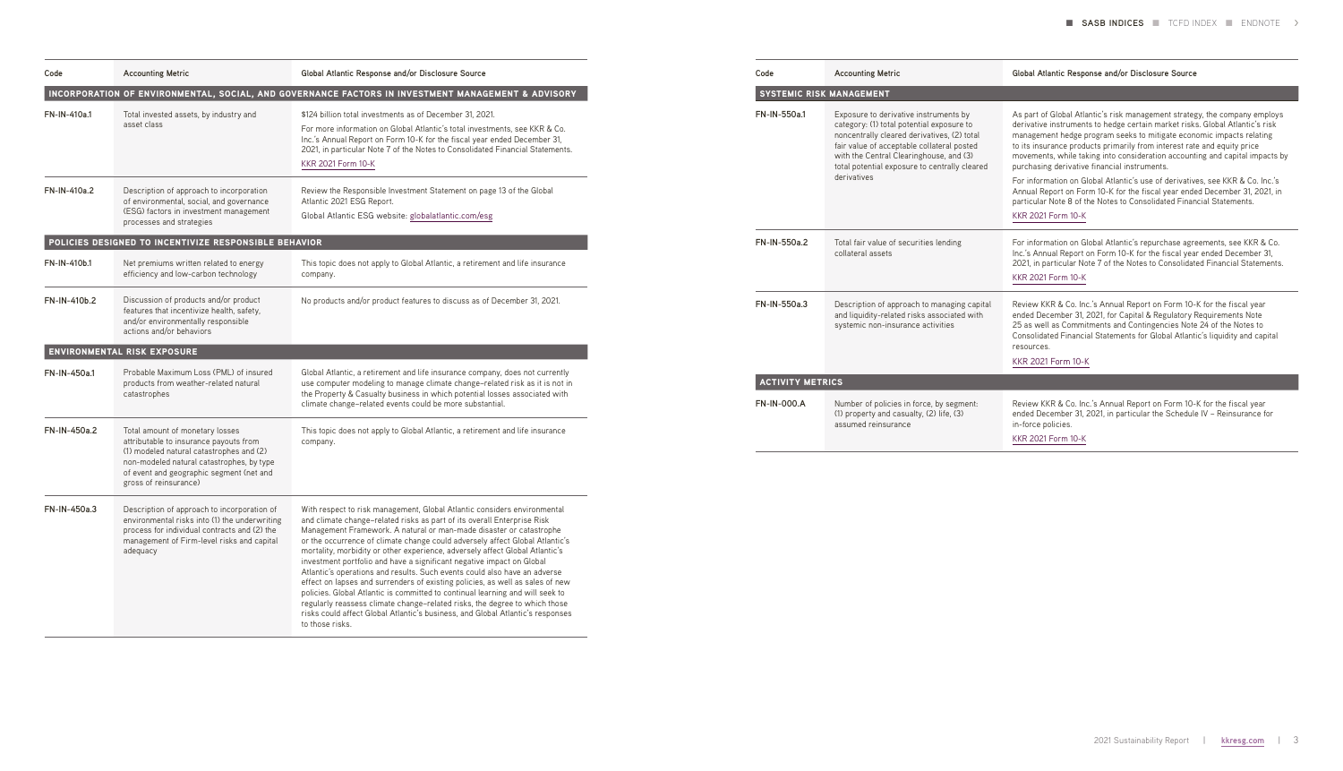| Code | Accounting Metric | Global Atlantic Response and/or Disclosure Source |
|---|---|---|
| **INCORPORATION OF ENVIRONMENTAL, SOCIAL, AND GOVERNANCE FACTORS IN INVESTMENT MANAGEMENT & ADVISORY** | | |
| FN-IN-410a.1 | Total invested assets, by industry and asset class | $124 billion total investments as of December 31, 2021. For more information on Global Atlantic's total investments, see KKR & Co. Inc.'s Annual Report on Form 10-K for the fiscal year ended December 31, 2021, in particular Note 7 of the Notes to Consolidated Financial Statements. KKR 2021 Form 10-K |
| FN-IN-410a.2 | Description of approach to incorporation of environmental, social, and governance (ESG) factors in investment management processes and strategies | Review the Responsible Investment Statement on page 13 of the Global Atlantic 2021 ESG Report. Global Atlantic ESG website: globalatlantic.com/esg |
| **POLICIES DESIGNED TO INCENTIVIZE RESPONSIBLE BEHAVIOR** | | |
| FN-IN-410b.1 | Net premiums written related to energy efficiency and low-carbon technology | This topic does not apply to Global Atlantic, a retirement and life insurance company. |
| FN-IN-410b.2 | Discussion of products and/or product features that incentivize health, safety, and/or environmentally responsible actions and/or behaviors | No products and/or product features to discuss as of December 31, 2021. |
| **ENVIRONMENTAL RISK EXPOSURE** | | |
| FN-IN-450a.1 | Probable Maximum Loss (PML) of insured products from weather-related natural catastrophes | Global Atlantic, a retirement and life insurance company, does not currently use computer modeling to manage climate change–related risk as it is not in the Property & Casualty business in which potential losses associated with climate change–related events could be more substantial. |
| FN-IN-450a.2 | Total amount of monetary losses attributable to insurance payouts from (1) modeled natural catastrophes and (2) non-modeled natural catastrophes, by type of event and geographic segment (net and gross of reinsurance) | This topic does not apply to Global Atlantic, a retirement and life insurance company. |
| FN-IN-450a.3 | Description of approach to incorporation of environmental risks into (1) the underwriting process for individual contracts and (2) the management of Firm-level risks and capital adequacy | With respect to risk management, Global Atlantic considers environmental and climate change–related risks as part of its overall Enterprise Risk Management Framework. A natural or man-made disaster or catastrophe or the occurrence of climate change could adversely affect Global Atlantic's mortality, morbidity or other experience, adversely affect Global Atlantic's investment portfolio and have a significant negative impact on Global Atlantic's operations and results. Such events could also have an adverse effect on lapses and surrenders of existing policies, as well as sales of new policies. Global Atlantic is committed to continual learning and will seek to regularly reassess climate change–related risks, the degree to which those risks could affect Global Atlantic's business, and Global Atlantic's responses to those risks. |

| Code | Accounting Metric | Global Atlantic Response and/or Disclosure Source |
|---|---|---|
| **SYSTEMIC RISK MANAGEMENT** | | |
| FN-IN-550a.1 | Exposure to derivative instruments by category: (1) total potential exposure to noncentrally cleared derivatives, (2) total fair value of acceptable collateral posted with the Central Clearinghouse, and (3) total potential exposure to centrally cleared derivatives | As part of Global Atlantic's risk management strategy, the company employs derivative instruments to hedge certain market risks. Global Atlantic's risk management hedge program seeks to mitigate economic impacts relating to its insurance products primarily from interest rate and equity price movements, while taking into consideration accounting and capital impacts by purchasing derivative financial instruments. For information on Global Atlantic's use of derivatives, see KKR & Co. Inc.'s Annual Report on Form 10-K for the fiscal year ended December 31, 2021, in particular Note 8 of the Notes to Consolidated Financial Statements. KKR 2021 Form 10-K |
| FN-IN-550a.2 | Total fair value of securities lending collateral assets | For information on Global Atlantic's repurchase agreements, see KKR & Co. Inc.'s Annual Report on Form 10-K for the fiscal year ended December 31, 2021, in particular Note 7 of the Notes to Consolidated Financial Statements. KKR 2021 Form 10-K |
| FN-IN-550a.3 | Description of approach to managing capital and liquidity-related risks associated with systemic non-insurance activities | Review KKR & Co. Inc.'s Annual Report on Form 10-K for the fiscal year ended December 31, 2021, for Capital & Regulatory Requirements Note 25 as well as Commitments and Contingencies Note 24 of the Notes to Consolidated Financial Statements for Global Atlantic's liquidity and capital resources. KKR 2021 Form 10-K |
| **ACTIVITY METRICS** | | |
| FN-IN-000.A | Number of policies in force, by segment: (1) property and casualty, (2) life, (3) assumed reinsurance | Review KKR & Co. Inc.'s Annual Report on Form 10-K for the fiscal year ended December 31, 2021, in particular the Schedule IV – Reinsurance for in-force policies. KKR 2021 Form 10-K |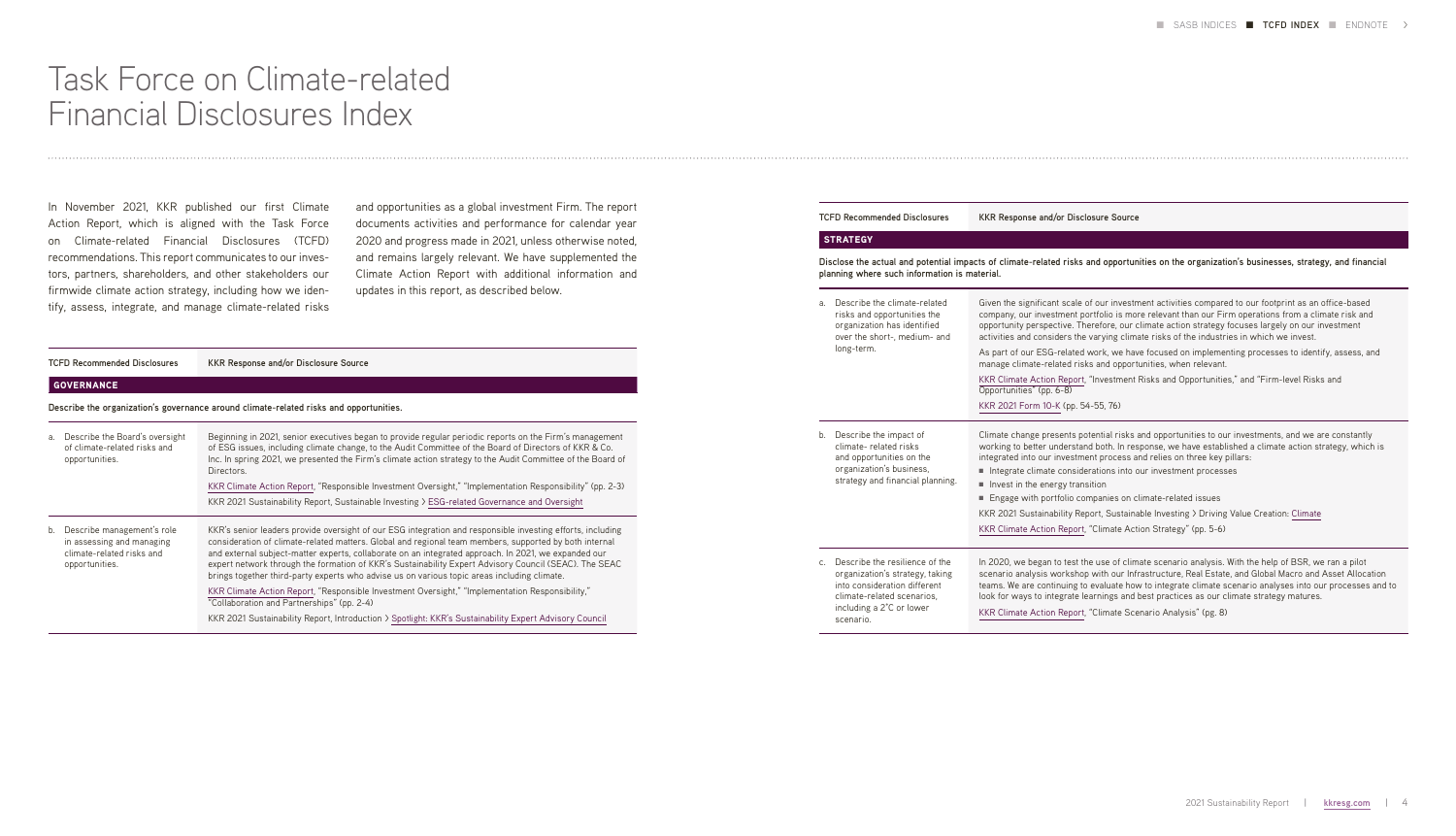# Task Force on Climate-related Financial Disclosures Index

In November 2021, KKR published our first Climate Action Report, which is aligned with the Task Force on Climate-related Financial Disclosures (TCFD) recommendations. This report communicates to our investors, partners, shareholders, and other stakeholders our firmwide climate action strategy, including how we identify, assess, integrate, and manage climate-related risks and opportunities as a global investment Firm. The report documents activities and performance for calendar year 2020 and progress made in 2021, unless otherwise noted, and remains largely relevant. We have supplemented the Climate Action Report with additional information and updates in this report, as described below.

| TCFD Recommended Disclosures | KKR Response and/or Disclosure Source |
|---|---|
| **GOVERNANCE** | |
| **Describe the organization's governance around climate-related risks and opportunities.** | |
| a. Describe the Board's oversight of climate-related risks and opportunities. | Beginning in 2021, senior executives began to provide regular periodic reports on the Firm's management of ESG issues, including climate change, to the Audit Committee of the Board of Directors of KKR & Co. Inc. In spring 2021, we presented the Firm's climate action strategy to the Audit Committee of the Board of Directors.<br><br>KKR Climate Action Report, "Responsible Investment Oversight," "Implementation Responsibility" (pp. 2-3)<br><br>KKR 2021 Sustainability Report, Sustainable Investing > ESG-related Governance and Oversight |
| b. Describe management's role in assessing and managing climate-related risks and opportunities. | KKR's senior leaders provide oversight of our ESG integration and responsible investing efforts, including consideration of climate-related matters. Global and regional team members, supported by both internal and external subject-matter experts, collaborate on an integrated approach. In 2021, we expanded our expert network through the formation of KKR's Sustainability Expert Advisory Council (SEAC). The SEAC brings together third-party experts who advise us on various topic areas including climate.<br><br>KKR Climate Action Report, "Responsible Investment Oversight," "Implementation Responsibility," "Collaboration and Partnerships" (pp. 2-4)<br><br>KKR 2021 Sustainability Report, Introduction > Spotlight: KKR's Sustainability Expert Advisory Council |

| TCFD Recommended Disclosures | KKR Response and/or Disclosure Source |
|---|---|
| **STRATEGY** | |
| **Disclose the actual and potential impacts of climate-related risks and opportunities on the organization's businesses, strategy, and financial planning where such information is material.** | |
| a. Describe the climate-related risks and opportunities the organization has identified over the short-, medium- and long-term. | Given the significant scale of our investment activities compared to our footprint as an office-based company, our investment portfolio is more relevant than our Firm operations from a climate risk and opportunity perspective. Therefore, our climate action strategy focuses largely on our investment activities and considers the varying climate risks of the industries in which we invest.<br><br>As part of our ESG-related work, we have focused on implementing processes to identify, assess, and manage climate-related risks and opportunities, when relevant.<br><br>KKR Climate Action Report, "Investment Risks and Opportunities," and "Firm-level Risks and Opportunities" (pp. 6-8)<br><br>KKR 2021 Form 10-K (pp. 54-55, 76) |
| b. Describe the impact of climate- related risks and opportunities on the organization's business, strategy and financial planning. | Climate change presents potential risks and opportunities to our investments, and we are constantly working to better understand both. In response, we have established a climate action strategy, which is integrated into our investment process and relies on three key pillars:<br>■ Integrate climate considerations into our investment processes<br>■ Invest in the energy transition<br>■ Engage with portfolio companies on climate-related issues<br><br>KKR 2021 Sustainability Report, Sustainable Investing > Driving Value Creation: Climate<br><br>KKR Climate Action Report, "Climate Action Strategy" (pp. 5-6) |
| c. Describe the resilience of the organization's strategy, taking into consideration different climate-related scenarios, including a 2°C or lower scenario. | In 2020, we began to test the use of climate scenario analysis. With the help of BSR, we ran a pilot scenario analysis workshop with our Infrastructure, Real Estate, and Global Macro and Asset Allocation teams. We are continuing to evaluate how to integrate climate scenario analyses into our processes and to look for ways to integrate learnings and best practices as our climate strategy matures.<br><br>KKR Climate Action Report, "Climate Scenario Analysis" (pg. 8) |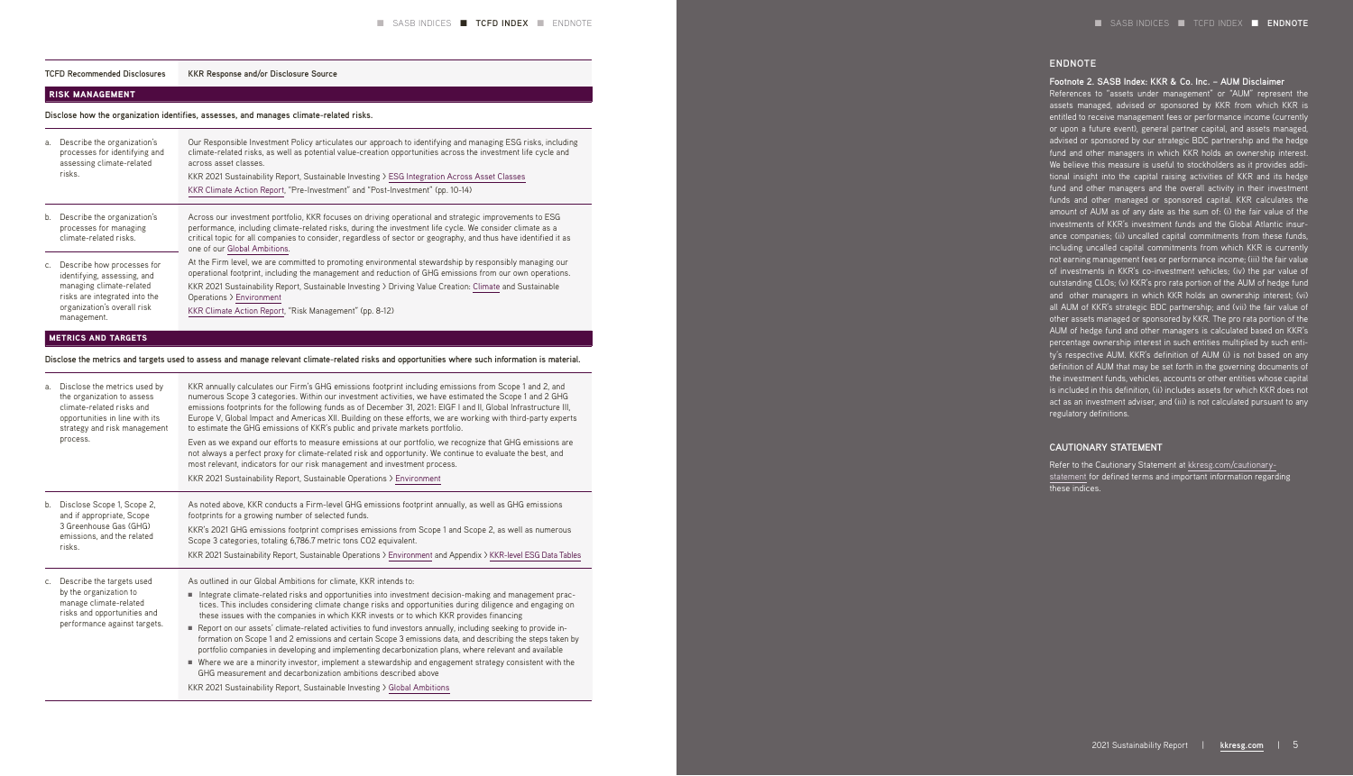| TCFD Recommended Disclosures | KKR Response and/or Disclosure Source |
|---|---|
| **RISK MANAGEMENT** | |
| **Disclose how the organization identifies, assesses, and manages climate-related risks.** | |
| a. Describe the organization's processes for identifying and assessing climate-related risks. | Our Responsible Investment Policy articulates our approach to identifying and managing ESG risks, including climate-related risks, as well as potential value-creation opportunities across the investment life cycle and across asset classes.<br>KKR 2021 Sustainability Report, Sustainable Investing > ESG Integration Across Asset Classes<br>KKR Climate Action Report, "Pre-Investment" and "Post-Investment" (pp. 10-14) |
| b. Describe the organization's processes for managing climate-related risks. | Across our investment portfolio, KKR focuses on driving operational and strategic improvements to ESG performance, including climate-related risks, during the investment life cycle. We consider climate as a critical topic for all companies to consider, regardless of sector or geography, and thus have identified it as one of our Global Ambitions. |
| c. Describe how processes for identifying, assessing, and managing climate-related risks are integrated into the organization's overall risk management. | At the Firm level, we are committed to promoting environmental stewardship by responsibly managing our operational footprint, including the management and reduction of GHG emissions from our own operations.<br>KKR 2021 Sustainability Report, Sustainable Investing > Driving Value Creation: Climate and Sustainable Operations > Environment<br>KKR Climate Action Report, "Risk Management" (pp. 8-12) |
| **METRICS AND TARGETS** | |
| **Disclose the metrics and targets used to assess and manage relevant climate-related risks and opportunities where such information is material.** | |
| a. Disclose the metrics used by the organization to assess climate-related risks and opportunities in line with its strategy and risk management process. | KKR annually calculates our Firm's GHG emissions footprint including emissions from Scope 1 and 2, and numerous Scope 3 categories. Within our investment activities, we have estimated the Scope 1 and 2 GHG emissions footprints for the following funds as of December 31, 2021: EIGF I and II, Global Infrastructure III, Europe V, Global Impact and Americas XII. Building on these efforts, we are working with third-party experts to estimate the GHG emissions of KKR's public and private markets portfolio.<br>Even as we expand our efforts to measure emissions at our portfolio, we recognize that GHG emissions are not always a perfect proxy for climate-related risk and opportunity. We continue to evaluate the best, and most relevant, indicators for our risk management and investment process.<br>KKR 2021 Sustainability Report, Sustainable Operations > Environment |
| b. Disclose Scope 1, Scope 2, and if appropriate, Scope 3 Greenhouse Gas (GHG) emissions, and the related risks. | As noted above, KKR conducts a Firm-level GHG emissions footprint annually, as well as GHG emissions footprints for a growing number of selected funds.<br>KKR's 2021 GHG emissions footprint comprises emissions from Scope 1 and Scope 2, as well as numerous Scope 3 categories, totaling 6,786.7 metric tons CO2 equivalent.<br>KKR 2021 Sustainability Report, Sustainable Operations > Environment and Appendix > KKR-level ESG Data Tables |
| c. Describe the targets used by the organization to manage climate-related risks and opportunities and performance against targets. | As outlined in our Global Ambitions for climate, KKR intends to:<br>■ Integrate climate-related risks and opportunities into investment decision-making and management practices. This includes considering climate change risks and opportunities during diligence and engaging on these issues with the companies in which KKR invests or to which KKR provides financing<br>■ Report on our assets' climate-related activities to fund investors annually, including seeking to provide information on Scope 1 and 2 emissions and certain Scope 3 emissions data, and describing the steps taken by portfolio companies in developing and implementing decarbonization plans, where relevant and available<br>■ Where we are a minority investor, implement a stewardship and engagement strategy consistent with the GHG measurement and decarbonization ambitions described above<br>KKR 2021 Sustainability Report, Sustainable Investing > Global Ambitions |

## ENDNOTE

**Footnote 2. SASB Index: KKR & Co. Inc. – AUM Disclaimer**

References to "assets under management" or "AUM" represent the assets managed, advised or sponsored by KKR from which KKR is entitled to receive management fees or performance income (currently or upon a future event), general partner capital, and assets managed, advised or sponsored by our strategic BDC partnership and the hedge fund and other managers in which KKR holds an ownership interest. We believe this measure is useful to stockholders as it provides additional insight into the capital raising activities of KKR and its hedge fund and other managers and the overall activity in their investment funds and other managed or sponsored capital. KKR calculates the amount of AUM as of any date as the sum of: (i) the fair value of the investments of KKR's investment funds and the Global Atlantic insurance companies; (ii) uncalled capital commitments from these funds, including uncalled capital commitments from which KKR is currently not earning management fees or performance income; (iii) the fair value of investments in KKR's co-investment vehicles; (iv) the par value of outstanding CLOs; (v) KKR's pro rata portion of the AUM of hedge fund and other managers in which KKR holds an ownership interest; (vi) all AUM of KKR's strategic BDC partnership; and (vii) the fair value of other assets managed or sponsored by KKR. The pro rata portion of the AUM of hedge fund and other managers is calculated based on KKR's percentage ownership interest in such entities multiplied by such entity's respective AUM. KKR's definition of AUM (i) is not based on any definition of AUM that may be set forth in the governing documents of the investment funds, vehicles, accounts or other entities whose capital is included in this definition, (ii) includes assets for which KKR does not act as an investment adviser, and (iii) is not calculated pursuant to any regulatory definitions.

## CAUTIONARY STATEMENT

Refer to the Cautionary Statement at kkresg.com/cautionary-statement for defined terms and important information regarding these indices.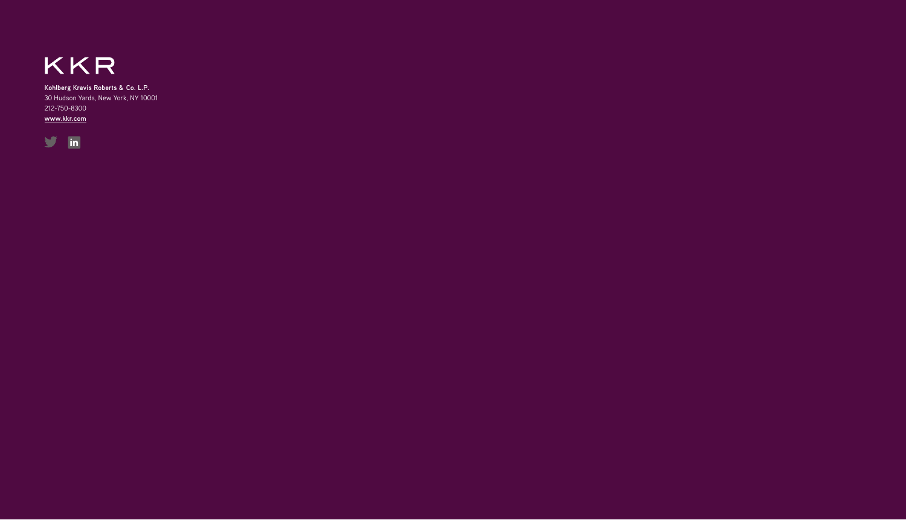KKR

**Kohlberg Kravis Roberts & Co. L.P.**
30 Hudson Yards, New York, NY 10001
212-750-8300
**www.kkr.com**